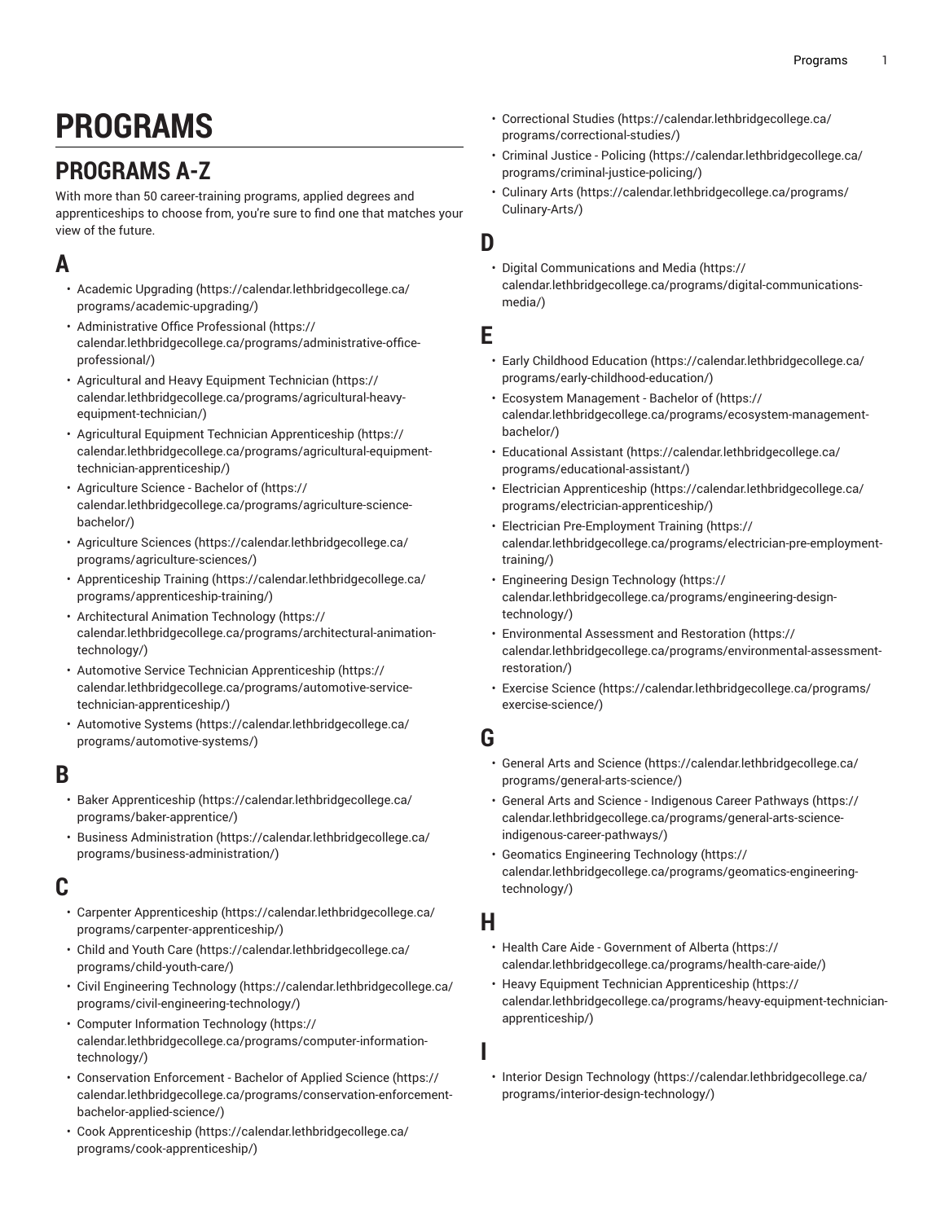# PROGRAMS

## PROGRAMS A-Z

With more than 50 career-training programs, applied degrees and apprenticeships to choose from, you're sure to find one that matches your view of the future.

## A

- Academic Upgrading (https://calendar.lethbridgecollege.ca/programs/academic-upgrading/)
- Administrative Office Professional (https://calendar.lethbridgecollege.ca/programs/administrative-office-professional/)
- Agricultural and Heavy Equipment Technician (https://calendar.lethbridgecollege.ca/programs/agricultural-heavy-equipment-technician/)
- Agricultural Equipment Technician Apprenticeship (https://calendar.lethbridgecollege.ca/programs/agricultural-equipment-technician-apprenticeship/)
- Agriculture Science - Bachelor of (https://calendar.lethbridgecollege.ca/programs/agriculture-science-bachelor/)
- Agriculture Sciences (https://calendar.lethbridgecollege.ca/programs/agriculture-sciences/)
- Apprenticeship Training (https://calendar.lethbridgecollege.ca/programs/apprenticeship-training/)
- Architectural Animation Technology (https://calendar.lethbridgecollege.ca/programs/architectural-animation-technology/)
- Automotive Service Technician Apprenticeship (https://calendar.lethbridgecollege.ca/programs/automotive-service-technician-apprenticeship/)
- Automotive Systems (https://calendar.lethbridgecollege.ca/programs/automotive-systems/)

## B

- Baker Apprenticeship (https://calendar.lethbridgecollege.ca/programs/baker-apprentice/)
- Business Administration (https://calendar.lethbridgecollege.ca/programs/business-administration/)

## C

- Carpenter Apprenticeship (https://calendar.lethbridgecollege.ca/programs/carpenter-apprenticeship/)
- Child and Youth Care (https://calendar.lethbridgecollege.ca/programs/child-youth-care/)
- Civil Engineering Technology (https://calendar.lethbridgecollege.ca/programs/civil-engineering-technology/)
- Computer Information Technology (https://calendar.lethbridgecollege.ca/programs/computer-information-technology/)
- Conservation Enforcement - Bachelor of Applied Science (https://calendar.lethbridgecollege.ca/programs/conservation-enforcement-bachelor-applied-science/)
- Cook Apprenticeship (https://calendar.lethbridgecollege.ca/programs/cook-apprenticeship/)
- Correctional Studies (https://calendar.lethbridgecollege.ca/programs/correctional-studies/)
- Criminal Justice - Policing (https://calendar.lethbridgecollege.ca/programs/criminal-justice-policing/)
- Culinary Arts (https://calendar.lethbridgecollege.ca/programs/Culinary-Arts/)

## D

- Digital Communications and Media (https://calendar.lethbridgecollege.ca/programs/digital-communications-media/)

## E

- Early Childhood Education (https://calendar.lethbridgecollege.ca/programs/early-childhood-education/)
- Ecosystem Management - Bachelor of (https://calendar.lethbridgecollege.ca/programs/ecosystem-management-bachelor/)
- Educational Assistant (https://calendar.lethbridgecollege.ca/programs/educational-assistant/)
- Electrician Apprenticeship (https://calendar.lethbridgecollege.ca/programs/electrician-apprenticeship/)
- Electrician Pre-Employment Training (https://calendar.lethbridgecollege.ca/programs/electrician-pre-employment-training/)
- Engineering Design Technology (https://calendar.lethbridgecollege.ca/programs/engineering-design-technology/)
- Environmental Assessment and Restoration (https://calendar.lethbridgecollege.ca/programs/environmental-assessment-restoration/)
- Exercise Science (https://calendar.lethbridgecollege.ca/programs/exercise-science/)

## G

- General Arts and Science (https://calendar.lethbridgecollege.ca/programs/general-arts-science/)
- General Arts and Science - Indigenous Career Pathways (https://calendar.lethbridgecollege.ca/programs/general-arts-science-indigenous-career-pathways/)
- Geomatics Engineering Technology (https://calendar.lethbridgecollege.ca/programs/geomatics-engineering-technology/)

## H

- Health Care Aide - Government of Alberta (https://calendar.lethbridgecollege.ca/programs/health-care-aide/)
- Heavy Equipment Technician Apprenticeship (https://calendar.lethbridgecollege.ca/programs/heavy-equipment-technician-apprenticeship/)

## I

- Interior Design Technology (https://calendar.lethbridgecollege.ca/programs/interior-design-technology/)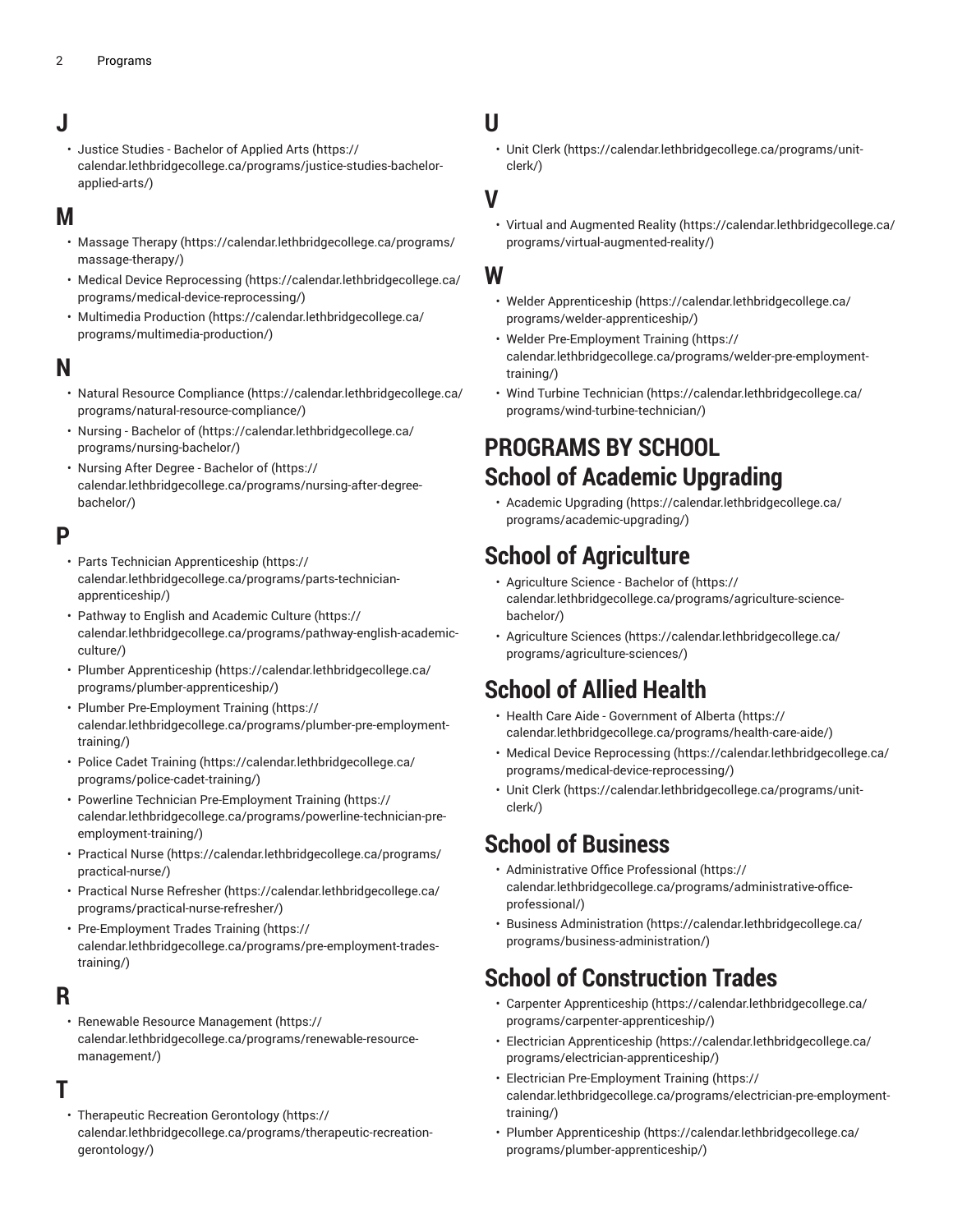## J

- Justice Studies - Bachelor of Applied Arts (https://calendar.lethbridgecollege.ca/programs/justice-studies-bachelor-applied-arts/)

## M

- Massage Therapy (https://calendar.lethbridgecollege.ca/programs/massage-therapy/)
- Medical Device Reprocessing (https://calendar.lethbridgecollege.ca/programs/medical-device-reprocessing/)
- Multimedia Production (https://calendar.lethbridgecollege.ca/programs/multimedia-production/)

## N

- Natural Resource Compliance (https://calendar.lethbridgecollege.ca/programs/natural-resource-compliance/)
- Nursing - Bachelor of (https://calendar.lethbridgecollege.ca/programs/nursing-bachelor/)
- Nursing After Degree - Bachelor of (https://calendar.lethbridgecollege.ca/programs/nursing-after-degree-bachelor/)

## P

- Parts Technician Apprenticeship (https://calendar.lethbridgecollege.ca/programs/parts-technician-apprenticeship/)
- Pathway to English and Academic Culture (https://calendar.lethbridgecollege.ca/programs/pathway-english-academic-culture/)
- Plumber Apprenticeship (https://calendar.lethbridgecollege.ca/programs/plumber-apprenticeship/)
- Plumber Pre-Employment Training (https://calendar.lethbridgecollege.ca/programs/plumber-pre-employment-training/)
- Police Cadet Training (https://calendar.lethbridgecollege.ca/programs/police-cadet-training/)
- Powerline Technician Pre-Employment Training (https://calendar.lethbridgecollege.ca/programs/powerline-technician-pre-employment-training/)
- Practical Nurse (https://calendar.lethbridgecollege.ca/programs/practical-nurse/)
- Practical Nurse Refresher (https://calendar.lethbridgecollege.ca/programs/practical-nurse-refresher/)
- Pre-Employment Trades Training (https://calendar.lethbridgecollege.ca/programs/pre-employment-trades-training/)

## R

- Renewable Resource Management (https://calendar.lethbridgecollege.ca/programs/renewable-resource-management/)

## T

- Therapeutic Recreation Gerontology (https://calendar.lethbridgecollege.ca/programs/therapeutic-recreation-gerontology/)

## U

- Unit Clerk (https://calendar.lethbridgecollege.ca/programs/unit-clerk/)

## V

- Virtual and Augmented Reality (https://calendar.lethbridgecollege.ca/programs/virtual-augmented-reality/)

## W

- Welder Apprenticeship (https://calendar.lethbridgecollege.ca/programs/welder-apprenticeship/)
- Welder Pre-Employment Training (https://calendar.lethbridgecollege.ca/programs/welder-pre-employment-training/)
- Wind Turbine Technician (https://calendar.lethbridgecollege.ca/programs/wind-turbine-technician/)

# PROGRAMS BY SCHOOL

# School of Academic Upgrading

- Academic Upgrading (https://calendar.lethbridgecollege.ca/programs/academic-upgrading/)

# School of Agriculture

- Agriculture Science - Bachelor of (https://calendar.lethbridgecollege.ca/programs/agriculture-science-bachelor/)
- Agriculture Sciences (https://calendar.lethbridgecollege.ca/programs/agriculture-sciences/)

# School of Allied Health

- Health Care Aide - Government of Alberta (https://calendar.lethbridgecollege.ca/programs/health-care-aide/)
- Medical Device Reprocessing (https://calendar.lethbridgecollege.ca/programs/medical-device-reprocessing/)
- Unit Clerk (https://calendar.lethbridgecollege.ca/programs/unit-clerk/)

# School of Business

- Administrative Office Professional (https://calendar.lethbridgecollege.ca/programs/administrative-office-professional/)
- Business Administration (https://calendar.lethbridgecollege.ca/programs/business-administration/)

# School of Construction Trades

- Carpenter Apprenticeship (https://calendar.lethbridgecollege.ca/programs/carpenter-apprenticeship/)
- Electrician Apprenticeship (https://calendar.lethbridgecollege.ca/programs/electrician-apprenticeship/)
- Electrician Pre-Employment Training (https://calendar.lethbridgecollege.ca/programs/electrician-pre-employment-training/)
- Plumber Apprenticeship (https://calendar.lethbridgecollege.ca/programs/plumber-apprenticeship/)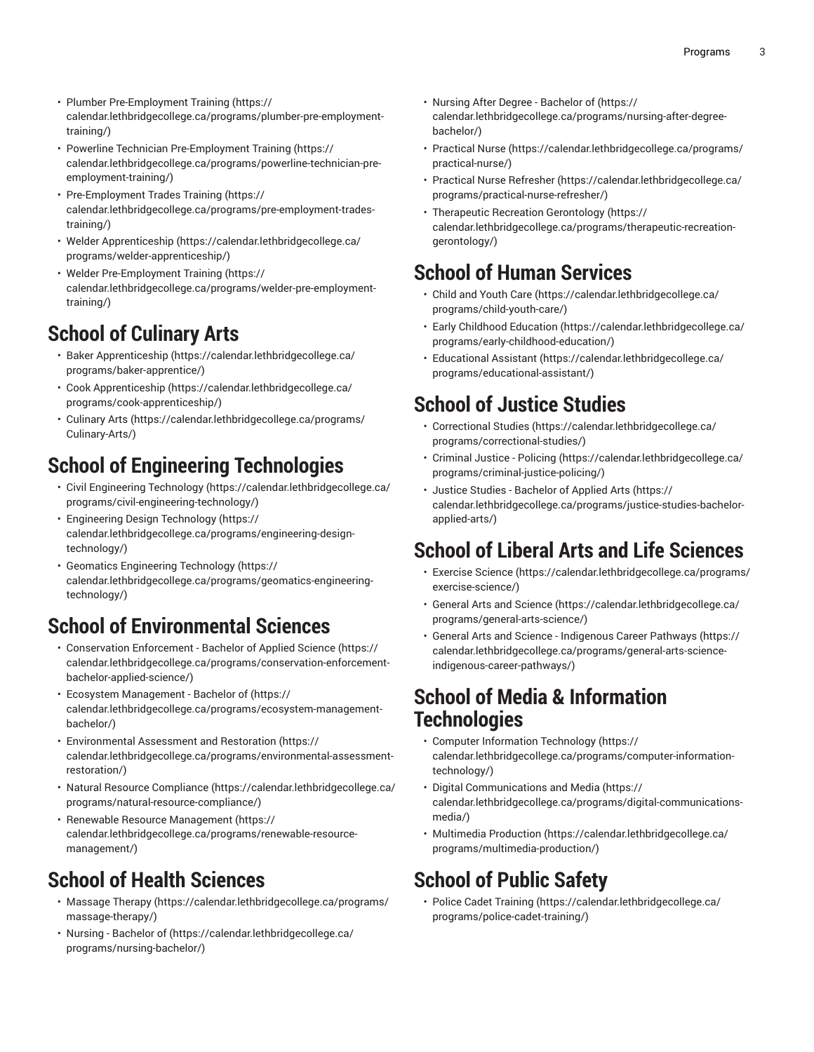- Plumber Pre-Employment Training (https://calendar.lethbridgecollege.ca/programs/plumber-pre-employment-training/)
- Powerline Technician Pre-Employment Training (https://calendar.lethbridgecollege.ca/programs/powerline-technician-pre-employment-training/)
- Pre-Employment Trades Training (https://calendar.lethbridgecollege.ca/programs/pre-employment-trades-training/)
- Welder Apprenticeship (https://calendar.lethbridgecollege.ca/programs/welder-apprenticeship/)
- Welder Pre-Employment Training (https://calendar.lethbridgecollege.ca/programs/welder-pre-employment-training/)

## School of Culinary Arts

- Baker Apprenticeship (https://calendar.lethbridgecollege.ca/programs/baker-apprentice/)
- Cook Apprenticeship (https://calendar.lethbridgecollege.ca/programs/cook-apprenticeship/)
- Culinary Arts (https://calendar.lethbridgecollege.ca/programs/Culinary-Arts/)

## School of Engineering Technologies

- Civil Engineering Technology (https://calendar.lethbridgecollege.ca/programs/civil-engineering-technology/)
- Engineering Design Technology (https://calendar.lethbridgecollege.ca/programs/engineering-design-technology/)
- Geomatics Engineering Technology (https://calendar.lethbridgecollege.ca/programs/geomatics-engineering-technology/)

## School of Environmental Sciences

- Conservation Enforcement - Bachelor of Applied Science (https://calendar.lethbridgecollege.ca/programs/conservation-enforcement-bachelor-applied-science/)
- Ecosystem Management - Bachelor of (https://calendar.lethbridgecollege.ca/programs/ecosystem-management-bachelor/)
- Environmental Assessment and Restoration (https://calendar.lethbridgecollege.ca/programs/environmental-assessment-restoration/)
- Natural Resource Compliance (https://calendar.lethbridgecollege.ca/programs/natural-resource-compliance/)
- Renewable Resource Management (https://calendar.lethbridgecollege.ca/programs/renewable-resource-management/)

## School of Health Sciences

- Massage Therapy (https://calendar.lethbridgecollege.ca/programs/massage-therapy/)
- Nursing - Bachelor of (https://calendar.lethbridgecollege.ca/programs/nursing-bachelor/)
- Nursing After Degree - Bachelor of (https://calendar.lethbridgecollege.ca/programs/nursing-after-degree-bachelor/)
- Practical Nurse (https://calendar.lethbridgecollege.ca/programs/practical-nurse/)
- Practical Nurse Refresher (https://calendar.lethbridgecollege.ca/programs/practical-nurse-refresher/)
- Therapeutic Recreation Gerontology (https://calendar.lethbridgecollege.ca/programs/therapeutic-recreation-gerontology/)

## School of Human Services

- Child and Youth Care (https://calendar.lethbridgecollege.ca/programs/child-youth-care/)
- Early Childhood Education (https://calendar.lethbridgecollege.ca/programs/early-childhood-education/)
- Educational Assistant (https://calendar.lethbridgecollege.ca/programs/educational-assistant/)

## School of Justice Studies

- Correctional Studies (https://calendar.lethbridgecollege.ca/programs/correctional-studies/)
- Criminal Justice - Policing (https://calendar.lethbridgecollege.ca/programs/criminal-justice-policing/)
- Justice Studies - Bachelor of Applied Arts (https://calendar.lethbridgecollege.ca/programs/justice-studies-bachelor-applied-arts/)

## School of Liberal Arts and Life Sciences

- Exercise Science (https://calendar.lethbridgecollege.ca/programs/exercise-science/)
- General Arts and Science (https://calendar.lethbridgecollege.ca/programs/general-arts-science/)
- General Arts and Science - Indigenous Career Pathways (https://calendar.lethbridgecollege.ca/programs/general-arts-science-indigenous-career-pathways/)

## School of Media & Information Technologies

- Computer Information Technology (https://calendar.lethbridgecollege.ca/programs/computer-information-technology/)
- Digital Communications and Media (https://calendar.lethbridgecollege.ca/programs/digital-communications-media/)
- Multimedia Production (https://calendar.lethbridgecollege.ca/programs/multimedia-production/)

## School of Public Safety

- Police Cadet Training (https://calendar.lethbridgecollege.ca/programs/police-cadet-training/)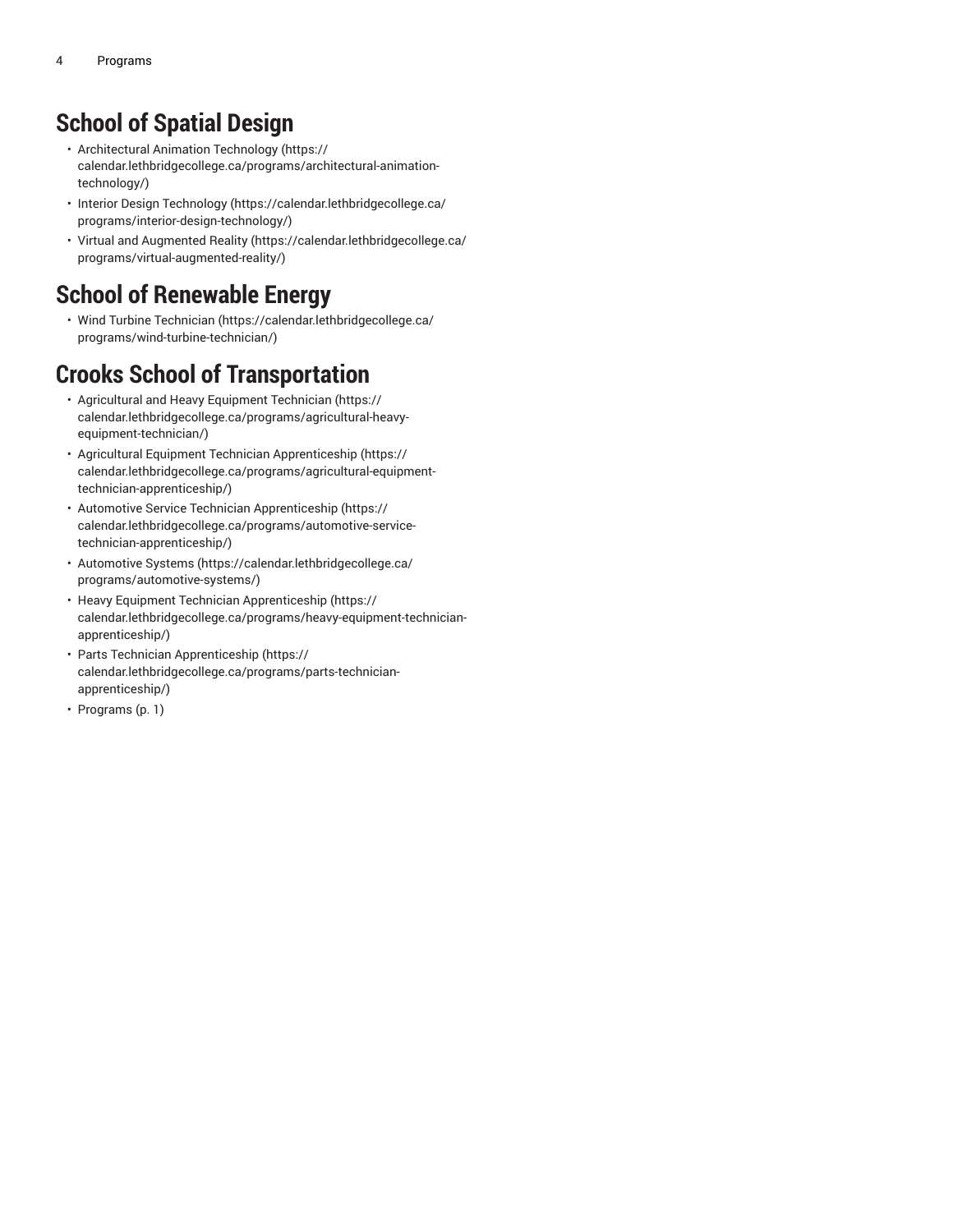## School of Spatial Design

- Architectural Animation Technology (https://calendar.lethbridgecollege.ca/programs/architectural-animation-technology/)
- Interior Design Technology (https://calendar.lethbridgecollege.ca/programs/interior-design-technology/)
- Virtual and Augmented Reality (https://calendar.lethbridgecollege.ca/programs/virtual-augmented-reality/)

## School of Renewable Energy

- Wind Turbine Technician (https://calendar.lethbridgecollege.ca/programs/wind-turbine-technician/)

## Crooks School of Transportation

- Agricultural and Heavy Equipment Technician (https://calendar.lethbridgecollege.ca/programs/agricultural-heavy-equipment-technician/)
- Agricultural Equipment Technician Apprenticeship (https://calendar.lethbridgecollege.ca/programs/agricultural-equipment-technician-apprenticeship/)
- Automotive Service Technician Apprenticeship (https://calendar.lethbridgecollege.ca/programs/automotive-service-technician-apprenticeship/)
- Automotive Systems (https://calendar.lethbridgecollege.ca/programs/automotive-systems/)
- Heavy Equipment Technician Apprenticeship (https://calendar.lethbridgecollege.ca/programs/heavy-equipment-technician-apprenticeship/)
- Parts Technician Apprenticeship (https://calendar.lethbridgecollege.ca/programs/parts-technician-apprenticeship/)
- Programs (p. 1)